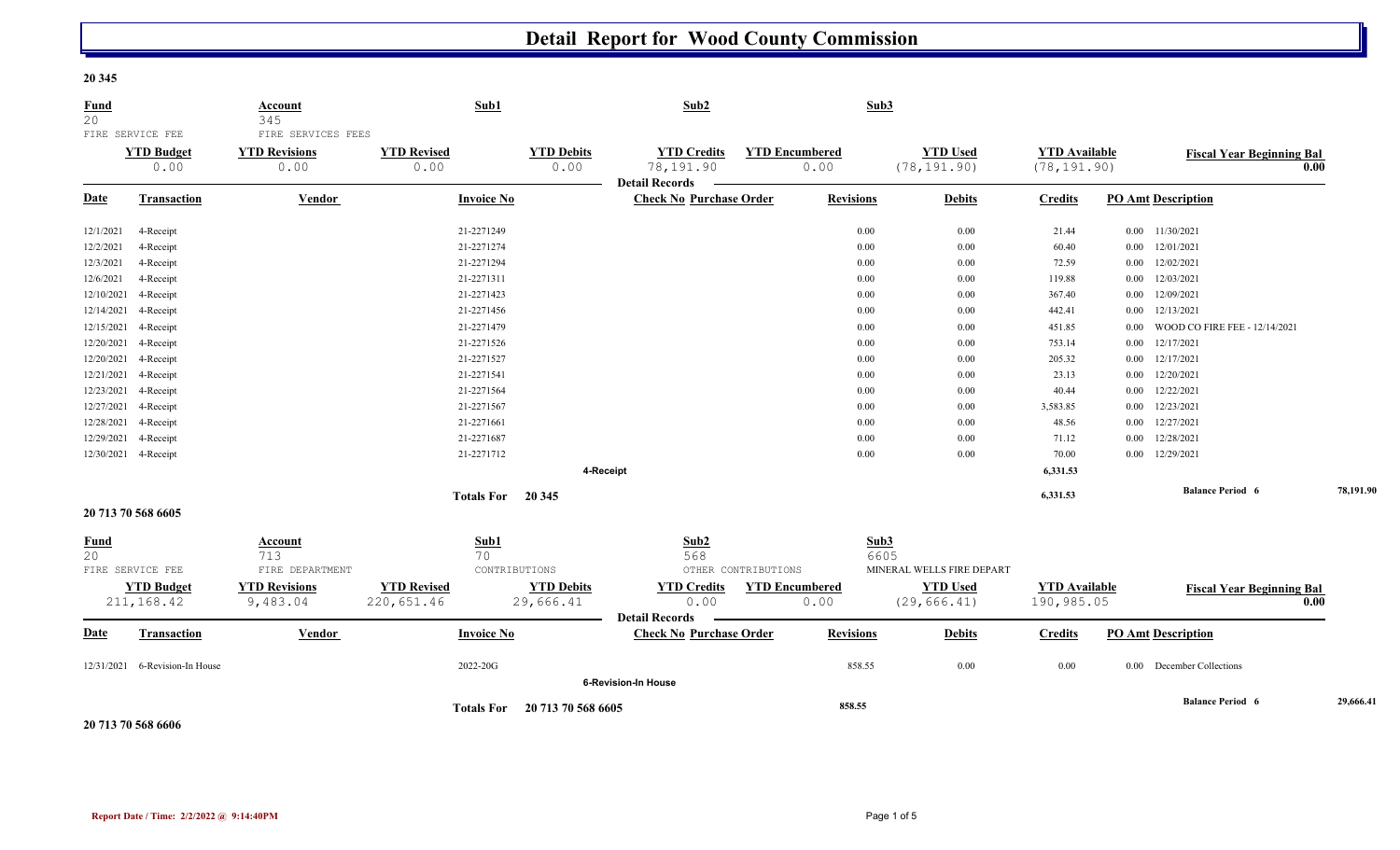# Detail Report for Wood County Commission

**20 345**

| Fund | Account | Sub1 | Sub2 | Sub3 |
|---|---|---|---|---|
| 20 | 345 | | | |
| FIRE SERVICE FEE | FIRE SERVICES FEES | | | |

| YTD Budget | YTD Revisions | YTD Revised | YTD Debits | YTD Credits | YTD Encumbered | YTD Used | YTD Available | Fiscal Year Beginning Bal |
|---|---|---|---|---|---|---|---|---|
| 0.00 | 0.00 | 0.00 | 0.00 | 78,191.90 | 0.00 | (78,191.90) | (78,191.90) | 0.00 |

**Detail Records**

| Date | Transaction | Vendor | Invoice No | Check No | Purchase Order | Revisions | Debits | Credits | PO Amt | Description |
|---|---|---|---|---|---|---|---|---|---|---|
| 12/1/2021 | 4-Receipt | | 21-2271249 | | | 0.00 | 0.00 | 21.44 | 0.00 | 11/30/2021 |
| 12/2/2021 | 4-Receipt | | 21-2271274 | | | 0.00 | 0.00 | 60.40 | 0.00 | 12/01/2021 |
| 12/3/2021 | 4-Receipt | | 21-2271294 | | | 0.00 | 0.00 | 72.59 | 0.00 | 12/02/2021 |
| 12/6/2021 | 4-Receipt | | 21-2271311 | | | 0.00 | 0.00 | 119.88 | 0.00 | 12/03/2021 |
| 12/10/2021 | 4-Receipt | | 21-2271423 | | | 0.00 | 0.00 | 367.40 | 0.00 | 12/09/2021 |
| 12/14/2021 | 4-Receipt | | 21-2271456 | | | 0.00 | 0.00 | 442.41 | 0.00 | 12/13/2021 |
| 12/15/2021 | 4-Receipt | | 21-2271479 | | | 0.00 | 0.00 | 451.85 | 0.00 | WOOD CO FIRE FEE - 12/14/2021 |
| 12/20/2021 | 4-Receipt | | 21-2271526 | | | 0.00 | 0.00 | 753.14 | 0.00 | 12/17/2021 |
| 12/20/2021 | 4-Receipt | | 21-2271527 | | | 0.00 | 0.00 | 205.32 | 0.00 | 12/17/2021 |
| 12/21/2021 | 4-Receipt | | 21-2271541 | | | 0.00 | 0.00 | 23.13 | 0.00 | 12/20/2021 |
| 12/23/2021 | 4-Receipt | | 21-2271564 | | | 0.00 | 0.00 | 40.44 | 0.00 | 12/22/2021 |
| 12/27/2021 | 4-Receipt | | 21-2271567 | | | 0.00 | 0.00 | 3,583.85 | 0.00 | 12/23/2021 |
| 12/28/2021 | 4-Receipt | | 21-2271661 | | | 0.00 | 0.00 | 48.56 | 0.00 | 12/27/2021 |
| 12/29/2021 | 4-Receipt | | 21-2271687 | | | 0.00 | 0.00 | 71.12 | 0.00 | 12/28/2021 |
| 12/30/2021 | 4-Receipt | | 21-2271712 | | | 0.00 | 0.00 | 70.00 | 0.00 | 12/29/2021 |
| | **4-Receipt** | | | | | | | **6,331.53** | | |
| | **Totals For 20 345** | | | | | | | **6,331.53** | | **Balance Period 6** 78,191.90 |

**20 713 70 568 6605**

| Fund | Account | Sub1 | Sub2 | Sub3 |
|---|---|---|---|---|
| 20 | 713 | 70 | 568 | 6605 |
| FIRE SERVICE FEE | FIRE DEPARTMENT | CONTRIBUTIONS | OTHER CONTRIBUTIONS | MINERAL WELLS FIRE DEPART |

| YTD Budget | YTD Revisions | YTD Revised | YTD Debits | YTD Credits | YTD Encumbered | YTD Used | YTD Available | Fiscal Year Beginning Bal |
|---|---|---|---|---|---|---|---|---|
| 211,168.42 | 9,483.04 | 220,651.46 | 29,666.41 | 0.00 | 0.00 | (29,666.41) | 190,985.05 | 0.00 |

**Detail Records**

| Date | Transaction | Vendor | Invoice No | Check No | Purchase Order | Revisions | Debits | Credits | PO Amt | Description |
|---|---|---|---|---|---|---|---|---|---|---|
| 12/31/2021 | 6-Revision-In House | | 2022-20G | | | 858.55 | 0.00 | 0.00 | 0.00 | December Collections |
| | **6-Revision-In House** | | | | | | | | | |
| | **Totals For 20 713 70 568 6605** | | | | | **858.55** | | | | **Balance Period 6** 29,666.41 |

**20 713 70 568 6606**

**Report Date / Time: 2/2/2022 @ 9:14:40PM**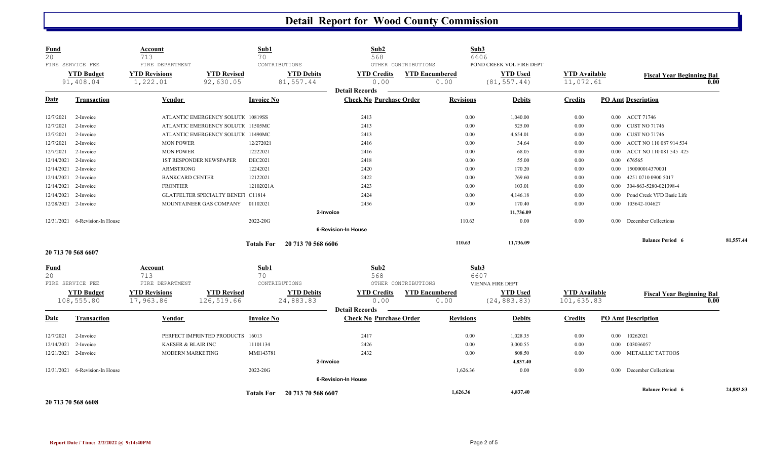# Detail Report for Wood County Commission

| Fund | Account | Sub1 | Sub2 | Sub3 |
|---|---|---|---|---|
| 20 | 713 | 70 | 568 | 6606 |
| FIRE SERVICE FEE | FIRE DEPARTMENT | CONTRIBUTIONS | OTHER CONTRIBUTIONS | POND CREEK VOL FIRE DEPT |

| YTD Budget | YTD Revisions | YTD Revised | YTD Debits | YTD Credits | YTD Encumbered | YTD Used | YTD Available | Fiscal Year Beginning Bal |
|---|---|---|---|---|---|---|---|---|
| 91,408.04 | 1,222.01 | 92,630.05 | 81,557.44 | 0.00 | 0.00 | (81,557.44) | 11,072.61 | 0.00 |

**Detail Records**

| Date | Transaction | Vendor | Invoice No | Check No | Purchase Order | Revisions | Debits | Credits | PO Amt | Description |
|---|---|---|---|---|---|---|---|---|---|---|
| 12/7/2021 | 2-Invoice | ATLANTIC EMERGENCY SOLUTI( | 10819SS | 2413 | | 0.00 | 1,040.00 | 0.00 | 0.00 | ACCT 71746 |
| 12/7/2021 | 2-Invoice | ATLANTIC EMERGENCY SOLUTI( | 11505MC | 2413 | | 0.00 | 525.00 | 0.00 | 0.00 | CUST NO 71746 |
| 12/7/2021 | 2-Invoice | ATLANTIC EMERGENCY SOLUTI( | 11490MC | 2413 | | 0.00 | 4,654.01 | 0.00 | 0.00 | CUST NO 71746 |
| 12/7/2021 | 2-Invoice | MON POWER | 12/272021 | 2416 | | 0.00 | 34.64 | 0.00 | 0.00 | ACCT NO 110 087 914 534 |
| 12/7/2021 | 2-Invoice | MON POWER | 12222021 | 2416 | | 0.00 | 68.05 | 0.00 | 0.00 | ACCT NO 110 081 545 425 |
| 12/14/2021 | 2-Invoice | 1ST RESPONDER NEWSPAPER | DEC2021 | 2418 | | 0.00 | 55.00 | 0.00 | 0.00 | 676565 |
| 12/14/2021 | 2-Invoice | ARMSTRONG | 12242021 | 2420 | | 0.00 | 170.20 | 0.00 | 0.00 | 150000014370001 |
| 12/14/2021 | 2-Invoice | BANKCARD CENTER | 12122021 | 2422 | | 0.00 | 769.60 | 0.00 | 0.00 | 4251 0710 0900 5017 |
| 12/14/2021 | 2-Invoice | FRONTIER | 12102021A | 2423 | | 0.00 | 103.01 | 0.00 | 0.00 | 304-863-5280-021398-4 |
| 12/14/2021 | 2-Invoice | GLATFELTER SPECIALTY BENEFI | C11814 | 2424 | | 0.00 | 4,146.18 | 0.00 | 0.00 | Pond Creek VFD Basic Life |
| 12/28/2021 | 2-Invoice | MOUNTAINEER GAS COMPANY | 01102021 | 2436 | | 0.00 | 170.40 | 0.00 | 0.00 | 103642-104627 |
| | | | 2-Invoice | | | | 11,736.09 | | | |
| 12/31/2021 | 6-Revision-In House | | 2022-20G | | | 110.63 | 0.00 | 0.00 | 0.00 | December Collections |
| | | | 6-Revision-In House | | | | | | | |
| | | Totals For | 20 713 70 568 6606 | | | 110.63 | 11,736.09 | | | Balance Period 6 — 81,557.44 |

**20 713 70 568 6607**

| Fund | Account | Sub1 | Sub2 | Sub3 |
|---|---|---|---|---|
| 20 | 713 | 70 | 568 | 6607 |
| FIRE SERVICE FEE | FIRE DEPARTMENT | CONTRIBUTIONS | OTHER CONTRIBUTIONS | VIENNA FIRE DEPT |

| YTD Budget | YTD Revisions | YTD Revised | YTD Debits | YTD Credits | YTD Encumbered | YTD Used | YTD Available | Fiscal Year Beginning Bal |
|---|---|---|---|---|---|---|---|---|
| 108,555.80 | 17,963.86 | 126,519.66 | 24,883.83 | 0.00 | 0.00 | (24,883.83) | 101,635.83 | 0.00 |

**Detail Records**

| Date | Transaction | Vendor | Invoice No | Check No | Purchase Order | Revisions | Debits | Credits | PO Amt | Description |
|---|---|---|---|---|---|---|---|---|---|---|
| 12/7/2021 | 2-Invoice | PERFECT IMPRINTED PRODUCTS | 16013 | 2417 | | 0.00 | 1,028.35 | 0.00 | 0.00 | 10262021 |
| 12/14/2021 | 2-Invoice | KAESER & BLAIR INC | 11101134 | 2426 | | 0.00 | 3,000.55 | 0.00 | 0.00 | 003036057 |
| 12/21/2021 | 2-Invoice | MODERN MARKETING | MMI143781 | 2432 | | 0.00 | 808.50 | 0.00 | 0.00 | METALLIC TATTOOS |
| | | | 2-Invoice | | | | 4,837.40 | | | |
| 12/31/2021 | 6-Revision-In House | | 2022-20G | | | 1,626.36 | 0.00 | 0.00 | 0.00 | December Collections |
| | | | 6-Revision-In House | | | | | | | |
| | | Totals For | 20 713 70 568 6607 | | | 1,626.36 | 4,837.40 | | | Balance Period 6 — 24,883.83 |

**20 713 70 568 6608**

Report Date / Time: 2/2/2022 @ 9:14:40PM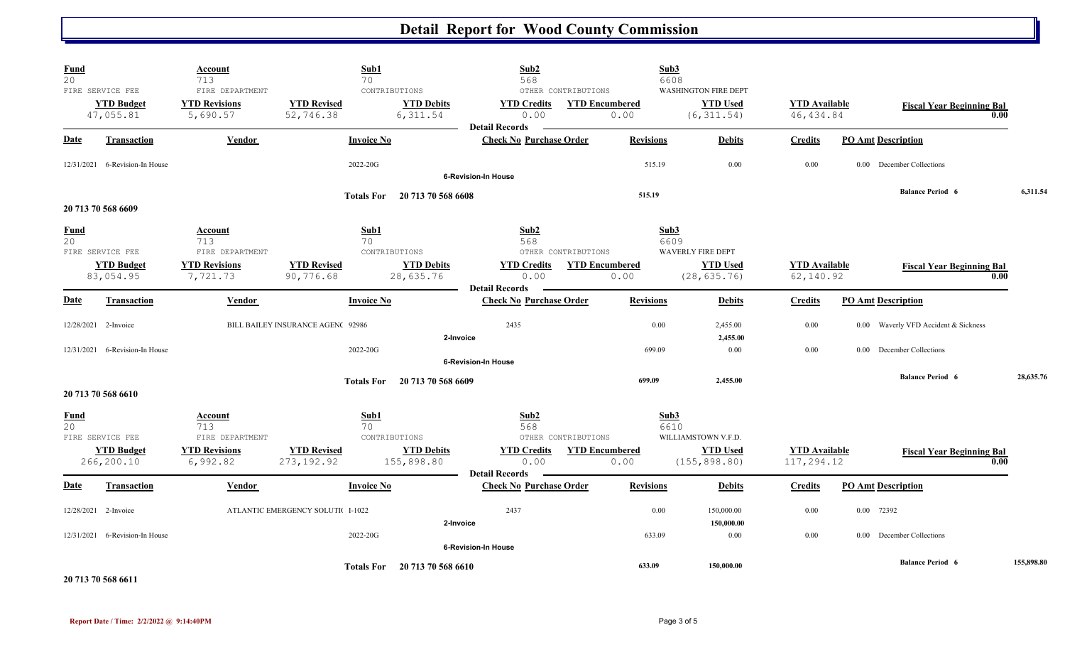# Detail Report for Wood County Commission

| Fund | Account | | Sub1 | Sub2 | | Sub3 | | |
|---|---|---|---|---|---|---|---|---|
| 20 | 713 | | 70 | 568 | | 6608 | | |
| FIRE SERVICE FEE | FIRE DEPARTMENT | | CONTRIBUTIONS | OTHER CONTRIBUTIONS | | WASHINGTON FIRE DEPT | | |
| **YTD Budget** | **YTD Revisions** | **YTD Revised** | **YTD Debits** | **YTD Credits** | **YTD Encumbered** | **YTD Used** | **YTD Available** | **Fiscal Year Beginning Bal** |
| 47,055.81 | 5,690.57 | 52,746.38 | 6,311.54 | 0.00 | 0.00 | (6,311.54) | 46,434.84 | 0.00 |

**Detail Records**

| Date | Transaction | Vendor | Invoice No | Check No | Purchase Order | Revisions | Debits | Credits | PO Amt | Description |
|---|---|---|---|---|---|---|---|---|---|---|
| 12/31/2021 | 6-Revision-In House | | 2022-20G | | | 515.19 | 0.00 | 0.00 | 0.00 | December Collections |
| | | | | 6-Revision-In House | | | | | | |
| | | | Totals For 20 713 70 568 6608 | | | 515.19 | | | | Balance Period 6 6,311.54 |

**20 713 70 568 6609**

| Fund | Account | | Sub1 | Sub2 | | Sub3 | | |
|---|---|---|---|---|---|---|---|---|
| 20 | 713 | | 70 | 568 | | 6609 | | |
| FIRE SERVICE FEE | FIRE DEPARTMENT | | CONTRIBUTIONS | OTHER CONTRIBUTIONS | | WAVERLY FIRE DEPT | | |
| **YTD Budget** | **YTD Revisions** | **YTD Revised** | **YTD Debits** | **YTD Credits** | **YTD Encumbered** | **YTD Used** | **YTD Available** | **Fiscal Year Beginning Bal** |
| 83,054.95 | 7,721.73 | 90,776.68 | 28,635.76 | 0.00 | 0.00 | (28,635.76) | 62,140.92 | 0.00 |

**Detail Records**

| Date | Transaction | Vendor | Invoice No | Check No | Purchase Order | Revisions | Debits | Credits | PO Amt | Description |
|---|---|---|---|---|---|---|---|---|---|---|
| 12/28/2021 | 2-Invoice | BILL BAILEY INSURANCE AGENC | 92986 | 2435 | | 0.00 | 2,455.00 | 0.00 | 0.00 | Waverly VFD Accident & Sickness |
| | | | | 2-Invoice | | | 2,455.00 | | | |
| 12/31/2021 | 6-Revision-In House | | 2022-20G | | | 699.09 | 0.00 | 0.00 | 0.00 | December Collections |
| | | | | 6-Revision-In House | | | | | | |
| | | | Totals For 20 713 70 568 6609 | | | 699.09 | 2,455.00 | | | Balance Period 6 28,635.76 |

**20 713 70 568 6610**

| Fund | Account | | Sub1 | Sub2 | | Sub3 | | |
|---|---|---|---|---|---|---|---|---|
| 20 | 713 | | 70 | 568 | | 6610 | | |
| FIRE SERVICE FEE | FIRE DEPARTMENT | | CONTRIBUTIONS | OTHER CONTRIBUTIONS | | WILLIAMSTOWN V.F.D. | | |
| **YTD Budget** | **YTD Revisions** | **YTD Revised** | **YTD Debits** | **YTD Credits** | **YTD Encumbered** | **YTD Used** | **YTD Available** | **Fiscal Year Beginning Bal** |
| 266,200.10 | 6,992.82 | 273,192.92 | 155,898.80 | 0.00 | 0.00 | (155,898.80) | 117,294.12 | 0.00 |

**Detail Records**

| Date | Transaction | Vendor | Invoice No | Check No | Purchase Order | Revisions | Debits | Credits | PO Amt | Description |
|---|---|---|---|---|---|---|---|---|---|---|
| 12/28/2021 | 2-Invoice | ATLANTIC EMERGENCY SOLUTI( | I-1022 | 2437 | | 0.00 | 150,000.00 | 0.00 | 0.00 | 72392 |
| | | | | 2-Invoice | | | 150,000.00 | | | |
| 12/31/2021 | 6-Revision-In House | | 2022-20G | | | 633.09 | 0.00 | 0.00 | 0.00 | December Collections |
| | | | | 6-Revision-In House | | | | | | |
| | | | Totals For 20 713 70 568 6610 | | | 633.09 | 150,000.00 | | | Balance Period 6 155,898.80 |

**20 713 70 568 6611**

Report Date / Time: 2/2/2022 @ 9:14:40PM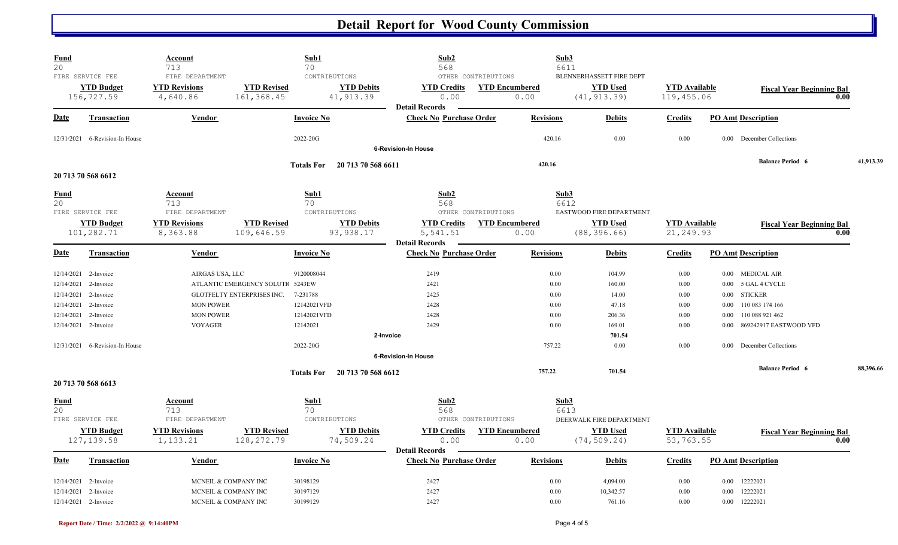# Detail Report for Wood County Commission

| Fund | Account | | Sub1 | Sub2 | | Sub3 | | |
|---|---|---|---|---|---|---|---|---|
| 20 | 713 | | 70 | 568 | | 6611 | | |
| FIRE SERVICE FEE | FIRE DEPARTMENT | | CONTRIBUTIONS | OTHER CONTRIBUTIONS | | BLENNERHASSETT FIRE DEPT | | |
| **YTD Budget** | **YTD Revisions** | **YTD Revised** | **YTD Debits** | **YTD Credits** | **YTD Encumbered** | **YTD Used** | **YTD Available** | **Fiscal Year Beginning Bal** |
| 156,727.59 | 4,640.86 | 161,368.45 | 41,913.39 | 0.00 | 0.00 | (41,913.39) | 119,455.06 | 0.00 |

**Detail Records**

| Date | Transaction | Vendor | Invoice No | Check No | Purchase Order | Revisions | Debits | Credits | PO Amt | Description |
|---|---|---|---|---|---|---|---|---|---|---|
| 12/31/2021 | 6-Revision-In House | | 2022-20G | | | 420.16 | 0.00 | 0.00 | 0.00 | December Collections |
| | | | | 6-Revision-In House | | | | | | |
| | | | Totals For 20 713 70 568 6611 | | | 420.16 | | | | Balance Period 6 41,913.39 |

## 20 713 70 568 6612

| Fund | Account | | Sub1 | Sub2 | | Sub3 | | |
|---|---|---|---|---|---|---|---|---|
| 20 | 713 | | 70 | 568 | | 6612 | | |
| FIRE SERVICE FEE | FIRE DEPARTMENT | | CONTRIBUTIONS | OTHER CONTRIBUTIONS | | EASTWOOD FIRE DEPARTMENT | | |
| **YTD Budget** | **YTD Revisions** | **YTD Revised** | **YTD Debits** | **YTD Credits** | **YTD Encumbered** | **YTD Used** | **YTD Available** | **Fiscal Year Beginning Bal** |
| 101,282.71 | 8,363.88 | 109,646.59 | 93,938.17 | 5,541.51 | 0.00 | (88,396.66) | 21,249.93 | 0.00 |

**Detail Records**

| Date | Transaction | Vendor | Invoice No | Check No | Purchase Order | Revisions | Debits | Credits | PO Amt | Description |
|---|---|---|---|---|---|---|---|---|---|---|
| 12/14/2021 | 2-Invoice | AIRGAS USA, LLC | 9120008044 | 2419 | | 0.00 | 104.99 | 0.00 | 0.00 | MEDICAL AIR |
| 12/14/2021 | 2-Invoice | ATLANTIC EMERGENCY SOLUTI( | 5243EW | 2421 | | 0.00 | 160.00 | 0.00 | 0.00 | 5 GAL 4 CYCLE |
| 12/14/2021 | 2-Invoice | GLOTFELTY ENTERPRISES INC. | 7-231788 | 2425 | | 0.00 | 14.00 | 0.00 | 0.00 | STICKER |
| 12/14/2021 | 2-Invoice | MON POWER | 12142021VFD | 2428 | | 0.00 | 47.18 | 0.00 | 0.00 | 110 083 174 166 |
| 12/14/2021 | 2-Invoice | MON POWER | 12142021VFD | 2428 | | 0.00 | 206.36 | 0.00 | 0.00 | 110 088 921 462 |
| 12/14/2021 | 2-Invoice | VOYAGER | 12142021 | 2429 | | 0.00 | 169.01 | 0.00 | 0.00 | 869242917 EASTWOOD VFD |
| | | | | 2-Invoice | | | 701.54 | | | |
| 12/31/2021 | 6-Revision-In House | | 2022-20G | | | 757.22 | 0.00 | 0.00 | 0.00 | December Collections |
| | | | | 6-Revision-In House | | | | | | |
| | | | Totals For 20 713 70 568 6612 | | | 757.22 | 701.54 | | | Balance Period 6 88,396.66 |

## 20 713 70 568 6613

| Fund | Account | | Sub1 | Sub2 | | Sub3 | | |
|---|---|---|---|---|---|---|---|---|
| 20 | 713 | | 70 | 568 | | 6613 | | |
| FIRE SERVICE FEE | FIRE DEPARTMENT | | CONTRIBUTIONS | OTHER CONTRIBUTIONS | | DEERWALK FIRE DEPARTMENT | | |
| **YTD Budget** | **YTD Revisions** | **YTD Revised** | **YTD Debits** | **YTD Credits** | **YTD Encumbered** | **YTD Used** | **YTD Available** | **Fiscal Year Beginning Bal** |
| 127,139.58 | 1,133.21 | 128,272.79 | 74,509.24 | 0.00 | 0.00 | (74,509.24) | 53,763.55 | 0.00 |

**Detail Records**

| Date | Transaction | Vendor | Invoice No | Check No | Purchase Order | Revisions | Debits | Credits | PO Amt | Description |
|---|---|---|---|---|---|---|---|---|---|---|
| 12/14/2021 | 2-Invoice | MCNEIL & COMPANY INC | 30198129 | 2427 | | 0.00 | 4,094.00 | 0.00 | 0.00 | 12222021 |
| 12/14/2021 | 2-Invoice | MCNEIL & COMPANY INC | 30197129 | 2427 | | 0.00 | 10,342.57 | 0.00 | 0.00 | 12222021 |
| 12/14/2021 | 2-Invoice | MCNEIL & COMPANY INC | 30199129 | 2427 | | 0.00 | 761.16 | 0.00 | 0.00 | 12222021 |

Report Date / Time: 2/2/2022 @ 9:14:40PM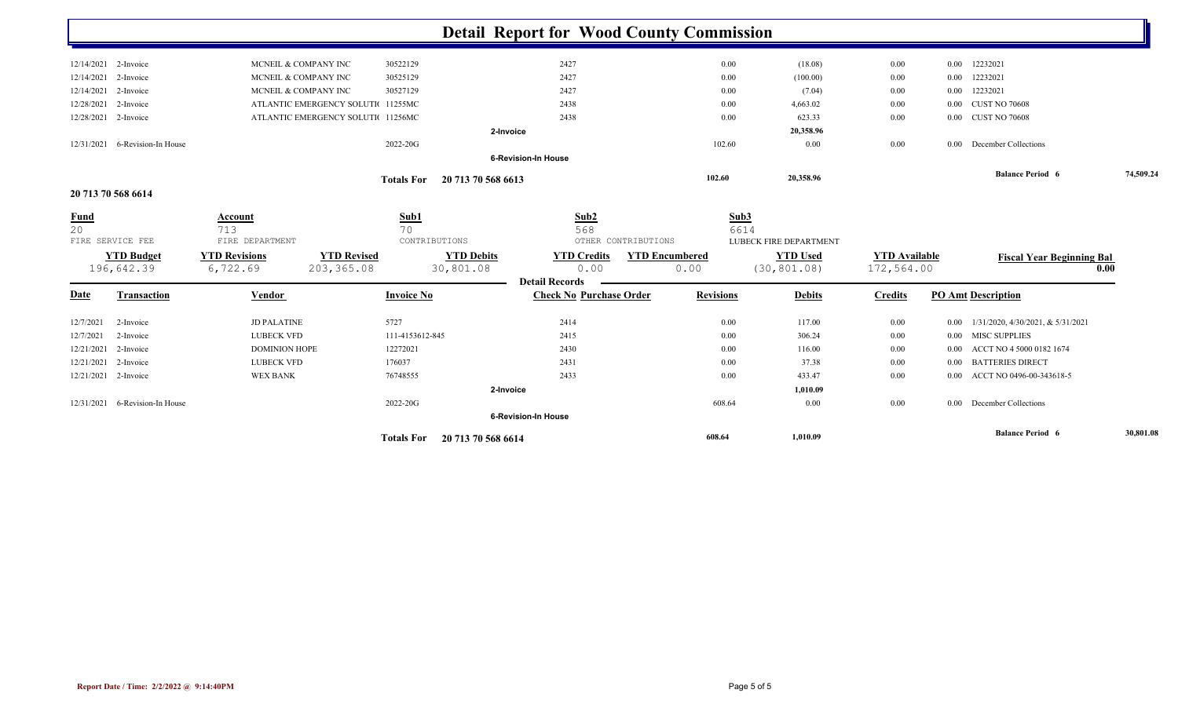# Detail Report for Wood County Commission

| Date | Transaction | Vendor | Invoice No | Check No Purchase Order | Revisions | Debits | Credits | PO Amt Description | |
|---|---|---|---|---|---|---|---|---|---|
| 12/14/2021 | 2-Invoice | MCNEIL & COMPANY INC | 30522129 | 2427 | 0.00 | (18.08) | 0.00 | 0.00 12232021 | |
| 12/14/2021 | 2-Invoice | MCNEIL & COMPANY INC | 30525129 | 2427 | 0.00 | (100.00) | 0.00 | 0.00 12232021 | |
| 12/14/2021 | 2-Invoice | MCNEIL & COMPANY INC | 30527129 | 2427 | 0.00 | (7.04) | 0.00 | 0.00 12232021 | |
| 12/28/2021 | 2-Invoice | ATLANTIC EMERGENCY SOLUTI( | 11255MC | 2438 | 0.00 | 4,663.02 | 0.00 | 0.00 CUST NO 70608 | |
| 12/28/2021 | 2-Invoice | ATLANTIC EMERGENCY SOLUTI( | 11256MC | 2438 | 0.00 | 623.33 | 0.00 | 0.00 CUST NO 70608 | |
| | | | | 2-Invoice | | 20,358.96 | | | |
| 12/31/2021 | 6-Revision-In House | | 2022-20G | | 102.60 | 0.00 | 0.00 | 0.00 December Collections | |
| | | | | 6-Revision-In House | | | | | |
| | | | Totals For 20 713 70 568 6613 | | 102.60 | 20,358.96 | | Balance Period 6 | 74,509.24 |

## 20 713 70 568 6614

| Fund | Account | | Sub1 | Sub2 | | Sub3 | | |
|---|---|---|---|---|---|---|---|---|
| 20 | 713 | | 70 | 568 | | 6614 | | |
| FIRE SERVICE FEE | FIRE DEPARTMENT | | CONTRIBUTIONS | OTHER CONTRIBUTIONS | | LUBECK FIRE DEPARTMENT | | |
| **YTD Budget** | **YTD Revisions** | **YTD Revised** | **YTD Debits** | **YTD Credits** | **YTD Encumbered** | **YTD Used** | **YTD Available** | **Fiscal Year Beginning Bal** |
| 196,642.39 | 6,722.69 | 203,365.08 | 30,801.08 | 0.00 | 0.00 | (30,801.08) | 172,564.00 | 0.00 |

**Detail Records**

| Date | Transaction | Vendor | Invoice No | Check No Purchase Order | Revisions | Debits | Credits | PO Amt Description | |
|---|---|---|---|---|---|---|---|---|---|
| 12/7/2021 | 2-Invoice | JD PALATINE | 5727 | 2414 | 0.00 | 117.00 | 0.00 | 0.00 1/31/2020, 4/30/2021, & 5/31/2021 | |
| 12/7/2021 | 2-Invoice | LUBECK VFD | 111-4153612-845 | 2415 | 0.00 | 306.24 | 0.00 | 0.00 MISC SUPPLIES | |
| 12/21/2021 | 2-Invoice | DOMINION HOPE | 12272021 | 2430 | 0.00 | 116.00 | 0.00 | 0.00 ACCT NO 4 5000 0182 1674 | |
| 12/21/2021 | 2-Invoice | LUBECK VFD | 176037 | 2431 | 0.00 | 37.38 | 0.00 | 0.00 BATTERIES DIRECT | |
| 12/21/2021 | 2-Invoice | WEX BANK | 76748555 | 2433 | 0.00 | 433.47 | 0.00 | 0.00 ACCT NO 0496-00-343618-5 | |
| | | | | 2-Invoice | | 1,010.09 | | | |
| 12/31/2021 | 6-Revision-In House | | 2022-20G | | 608.64 | 0.00 | 0.00 | 0.00 December Collections | |
| | | | | 6-Revision-In House | | | | | |
| | | | Totals For 20 713 70 568 6614 | | 608.64 | 1,010.09 | | Balance Period 6 | 30,801.08 |

Report Date / Time: 2/2/2022 @ 9:14:40PM